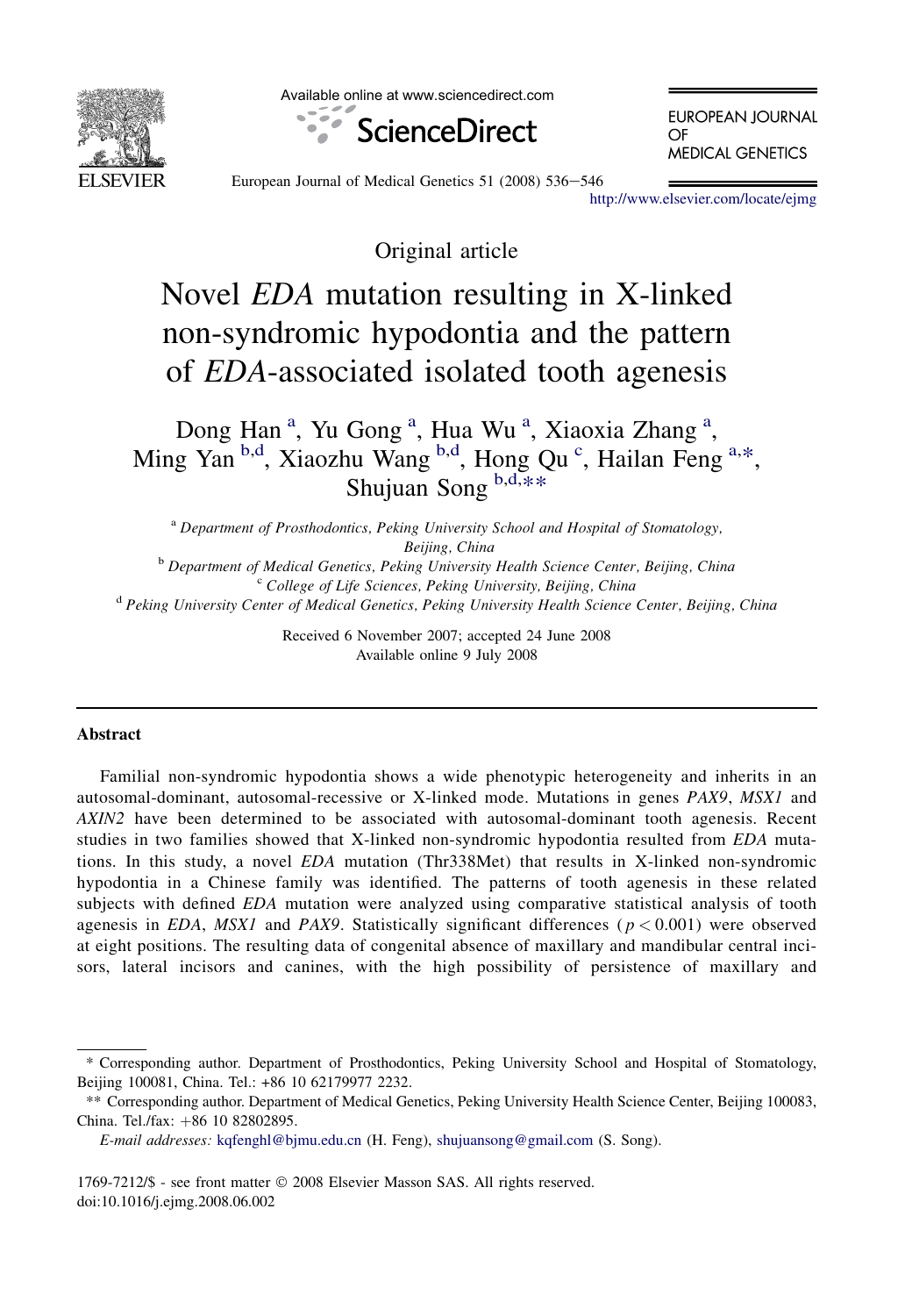Original article

# Novel *EDA* mutation resulting in X-linked non-syndromic hypodontia and the pattern of *EDA*-associated isolated tooth agenesis

Dong Han [a], Yu Gong [a], Hua Wu [a], Xiaoxia Zhang [a], Ming Yan [b,d], Xiaozhu Wang [b,d], Hong Qu [c], Hailan Feng [a,*], Shujuan Song [b,d,**]

[a] *Department of Prosthodontics, Peking University School and Hospital of Stomatology, Beijing, China*

[b] *Department of Medical Genetics, Peking University Health Science Center, Beijing, China*

[c] *College of Life Sciences, Peking University, Beijing, China*

[d] *Peking University Center of Medical Genetics, Peking University Health Science Center, Beijing, China*

Received 6 November 2007; accepted 24 June 2008

Available online 9 July 2008

## Abstract

Familial non-syndromic hypodontia shows a wide phenotypic heterogeneity and inherits in an autosomal-dominant, autosomal-recessive or X-linked mode. Mutations in genes *PAX9*, *MSX1* and *AXIN2* have been determined to be associated with autosomal-dominant tooth agenesis. Recent studies in two families showed that X-linked non-syndromic hypodontia resulted from *EDA* mutations. In this study, a novel *EDA* mutation (Thr338Met) that results in X-linked non-syndromic hypodontia in a Chinese family was identified. The patterns of tooth agenesis in these related subjects with defined *EDA* mutation were analyzed using comparative statistical analysis of tooth agenesis in *EDA*, *MSX1* and *PAX9*. Statistically significant differences ($p < 0.001$) were observed at eight positions. The resulting data of congenital absence of maxillary and mandibular central incisors, lateral incisors and canines, with the high possibility of persistence of maxillary and

---

\* Corresponding author. Department of Prosthodontics, Peking University School and Hospital of Stomatology, Beijing 100081, China. Tel.: +86 10 62179977 2232.

\*\* Corresponding author. Department of Medical Genetics, Peking University Health Science Center, Beijing 100083, China. Tel./fax: +86 10 82802895.

*E-mail addresses:* kqfenghl@bjmu.edu.cn (H. Feng), shujuansong@gmail.com (S. Song).

1769-7212/$ - see front matter © 2008 Elsevier Masson SAS. All rights reserved.
doi:10.1016/j.ejmg.2008.06.002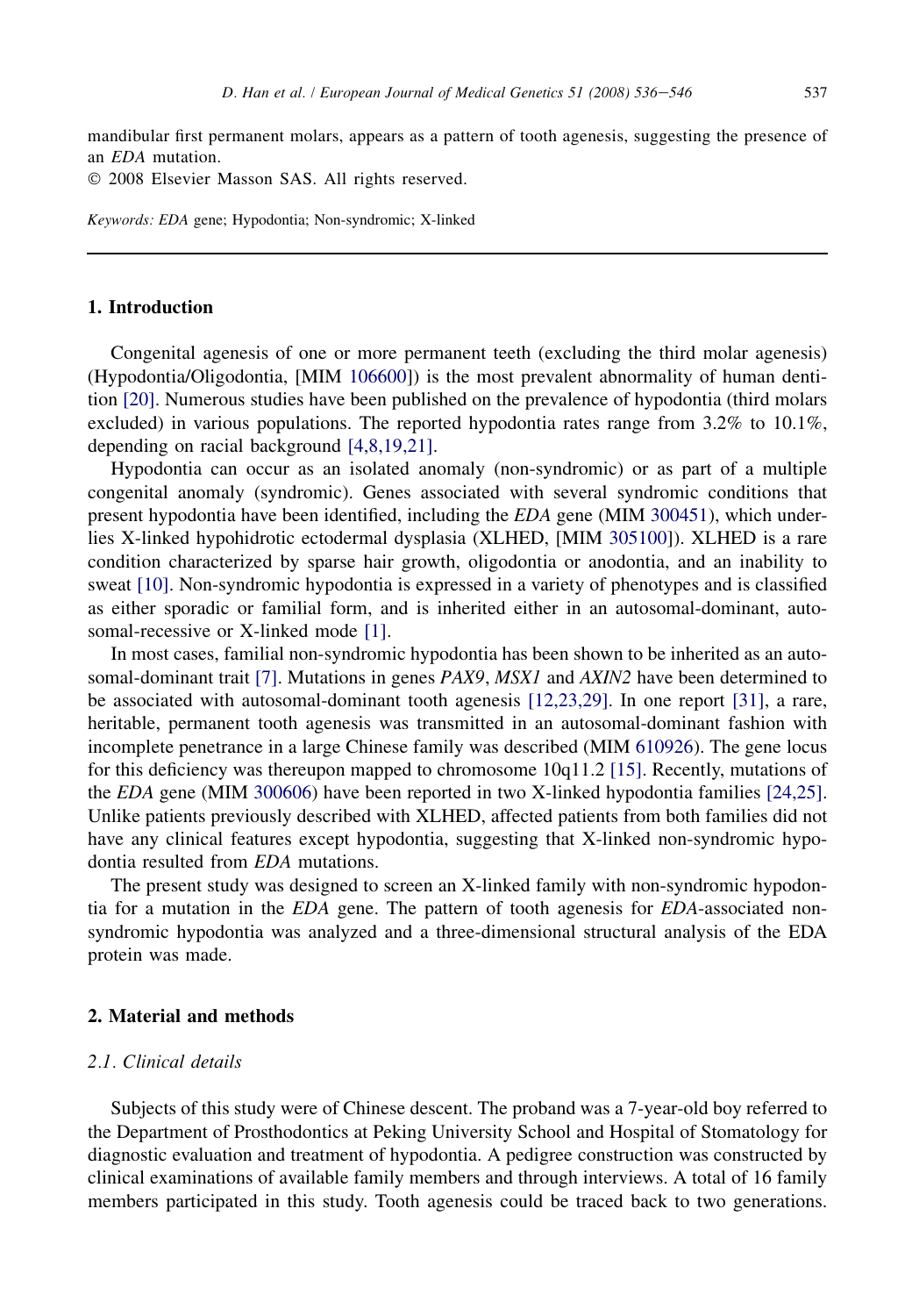mandibular first permanent molars, appears as a pattern of tooth agenesis, suggesting the presence of an *EDA* mutation.

© 2008 Elsevier Masson SAS. All rights reserved.

*Keywords:* *EDA* gene; Hypodontia; Non-syndromic; X-linked

## 1. Introduction

Congenital agenesis of one or more permanent teeth (excluding the third molar agenesis) (Hypodontia/Oligodontia, [MIM 106600]) is the most prevalent abnormality of human dentition [20]. Numerous studies have been published on the prevalence of hypodontia (third molars excluded) in various populations. The reported hypodontia rates range from 3.2% to 10.1%, depending on racial background [4,8,19,21].

Hypodontia can occur as an isolated anomaly (non-syndromic) or as part of a multiple congenital anomaly (syndromic). Genes associated with several syndromic conditions that present hypodontia have been identified, including the *EDA* gene (MIM 300451), which underlies X-linked hypohidrotic ectodermal dysplasia (XLHED, [MIM 305100]). XLHED is a rare condition characterized by sparse hair growth, oligodontia or anodontia, and an inability to sweat [10]. Non-syndromic hypodontia is expressed in a variety of phenotypes and is classified as either sporadic or familial form, and is inherited either in an autosomal-dominant, autosomal-recessive or X-linked mode [1].

In most cases, familial non-syndromic hypodontia has been shown to be inherited as an autosomal-dominant trait [7]. Mutations in genes *PAX9*, *MSX1* and *AXIN2* have been determined to be associated with autosomal-dominant tooth agenesis [12,23,29]. In one report [31], a rare, heritable, permanent tooth agenesis was transmitted in an autosomal-dominant fashion with incomplete penetrance in a large Chinese family was described (MIM 610926). The gene locus for this deficiency was thereupon mapped to chromosome 10q11.2 [15]. Recently, mutations of the *EDA* gene (MIM 300606) have been reported in two X-linked hypodontia families [24,25]. Unlike patients previously described with XLHED, affected patients from both families did not have any clinical features except hypodontia, suggesting that X-linked non-syndromic hypodontia resulted from *EDA* mutations.

The present study was designed to screen an X-linked family with non-syndromic hypodontia for a mutation in the *EDA* gene. The pattern of tooth agenesis for *EDA*-associated non-syndromic hypodontia was analyzed and a three-dimensional structural analysis of the EDA protein was made.

## 2. Material and methods

### 2.1. Clinical details

Subjects of this study were of Chinese descent. The proband was a 7-year-old boy referred to the Department of Prosthodontics at Peking University School and Hospital of Stomatology for diagnostic evaluation and treatment of hypodontia. A pedigree construction was constructed by clinical examinations of available family members and through interviews. A total of 16 family members participated in this study. Tooth agenesis could be traced back to two generations.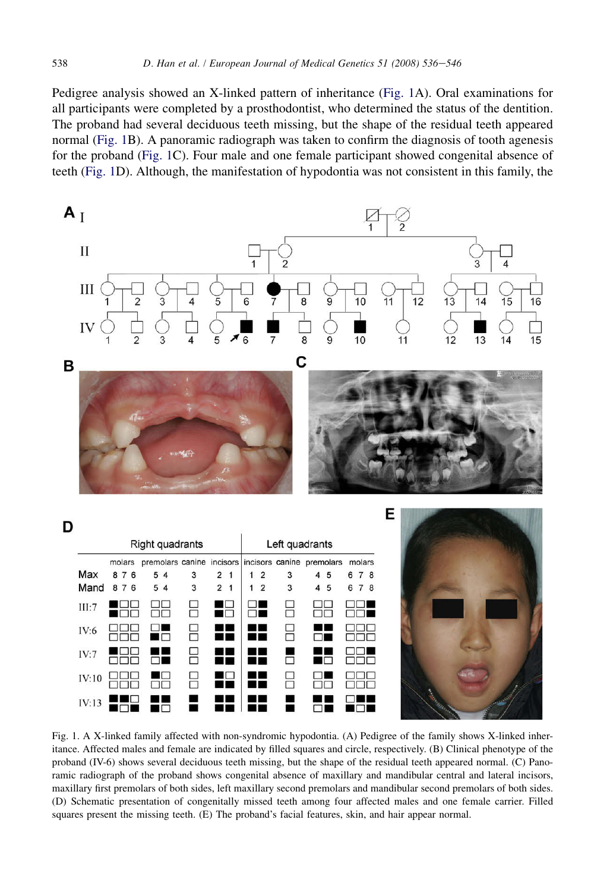Pedigree analysis showed an X-linked pattern of inheritance (Fig. 1A). Oral examinations for all participants were completed by a prosthodontist, who determined the status of the dentition. The proband had several deciduous teeth missing, but the shape of the residual teeth appeared normal (Fig. 1B). A panoramic radiograph was taken to confirm the diagnosis of tooth agenesis for the proband (Fig. 1C). Four male and one female participant showed congenital absence of teeth (Fig. 1D). Although, the manifestation of hypodontia was not consistent in this family, the

Fig. 1. A X-linked family affected with non-syndromic hypodontia. (A) Pedigree of the family shows X-linked inheritance. Affected males and female are indicated by filled squares and circle, respectively. (B) Clinical phenotype of the proband (IV-6) shows several deciduous teeth missing, but the shape of the residual teeth appeared normal. (C) Panoramic radiograph of the proband shows congenital absence of maxillary and mandibular central and lateral incisors, maxillary first premolars of both sides, left maxillary second premolars and mandibular second premolars of both sides. (D) Schematic presentation of congenitally missed teeth among four affected males and one female carrier. Filled squares present the missing teeth. (E) The proband's facial features, skin, and hair appear normal.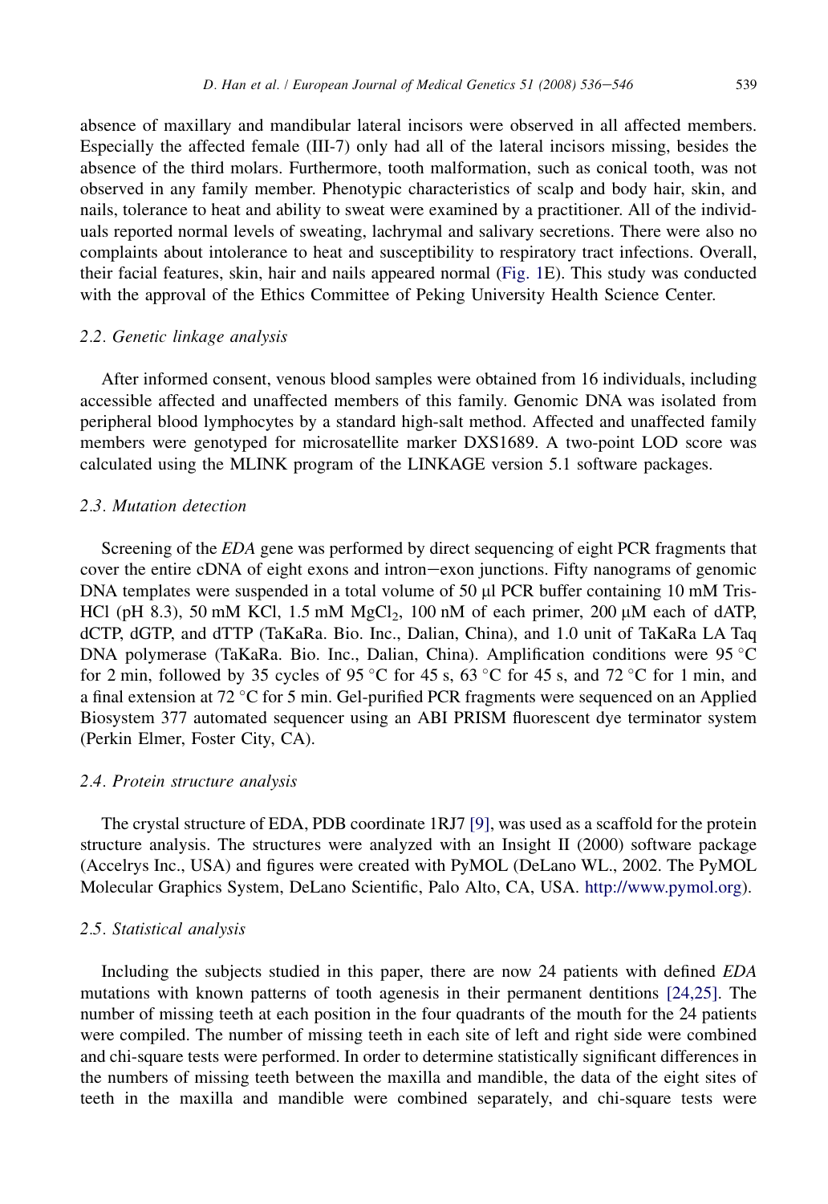absence of maxillary and mandibular lateral incisors were observed in all affected members. Especially the affected female (III-7) only had all of the lateral incisors missing, besides the absence of the third molars. Furthermore, tooth malformation, such as conical tooth, was not observed in any family member. Phenotypic characteristics of scalp and body hair, skin, and nails, tolerance to heat and ability to sweat were examined by a practitioner. All of the individuals reported normal levels of sweating, lachrymal and salivary secretions. There were also no complaints about intolerance to heat and susceptibility to respiratory tract infections. Overall, their facial features, skin, hair and nails appeared normal (Fig. 1E). This study was conducted with the approval of the Ethics Committee of Peking University Health Science Center.

### 2.2. Genetic linkage analysis

After informed consent, venous blood samples were obtained from 16 individuals, including accessible affected and unaffected members of this family. Genomic DNA was isolated from peripheral blood lymphocytes by a standard high-salt method. Affected and unaffected family members were genotyped for microsatellite marker DXS1689. A two-point LOD score was calculated using the MLINK program of the LINKAGE version 5.1 software packages.

### 2.3. Mutation detection

Screening of the *EDA* gene was performed by direct sequencing of eight PCR fragments that cover the entire cDNA of eight exons and intron–exon junctions. Fifty nanograms of genomic DNA templates were suspended in a total volume of 50 μl PCR buffer containing 10 mM Tris-HCl (pH 8.3), 50 mM KCl, 1.5 mM $MgCl_2$, 100 nM of each primer, 200 μM each of dATP, dCTP, dGTP, and dTTP (TaKaRa. Bio. Inc., Dalian, China), and 1.0 unit of TaKaRa LA Taq DNA polymerase (TaKaRa. Bio. Inc., Dalian, China). Amplification conditions were 95 °C for 2 min, followed by 35 cycles of 95 °C for 45 s, 63 °C for 45 s, and 72 °C for 1 min, and a final extension at 72 °C for 5 min. Gel-purified PCR fragments were sequenced on an Applied Biosystem 377 automated sequencer using an ABI PRISM fluorescent dye terminator system (Perkin Elmer, Foster City, CA).

### 2.4. Protein structure analysis

The crystal structure of EDA, PDB coordinate 1RJ7 [9], was used as a scaffold for the protein structure analysis. The structures were analyzed with an Insight II (2000) software package (Accelrys Inc., USA) and figures were created with PyMOL (DeLano WL., 2002. The PyMOL Molecular Graphics System, DeLano Scientific, Palo Alto, CA, USA. http://www.pymol.org).

### 2.5. Statistical analysis

Including the subjects studied in this paper, there are now 24 patients with defined *EDA* mutations with known patterns of tooth agenesis in their permanent dentitions [24,25]. The number of missing teeth at each position in the four quadrants of the mouth for the 24 patients were compiled. The number of missing teeth in each site of left and right side were combined and chi-square tests were performed. In order to determine statistically significant differences in the numbers of missing teeth between the maxilla and mandible, the data of the eight sites of teeth in the maxilla and mandible were combined separately, and chi-square tests were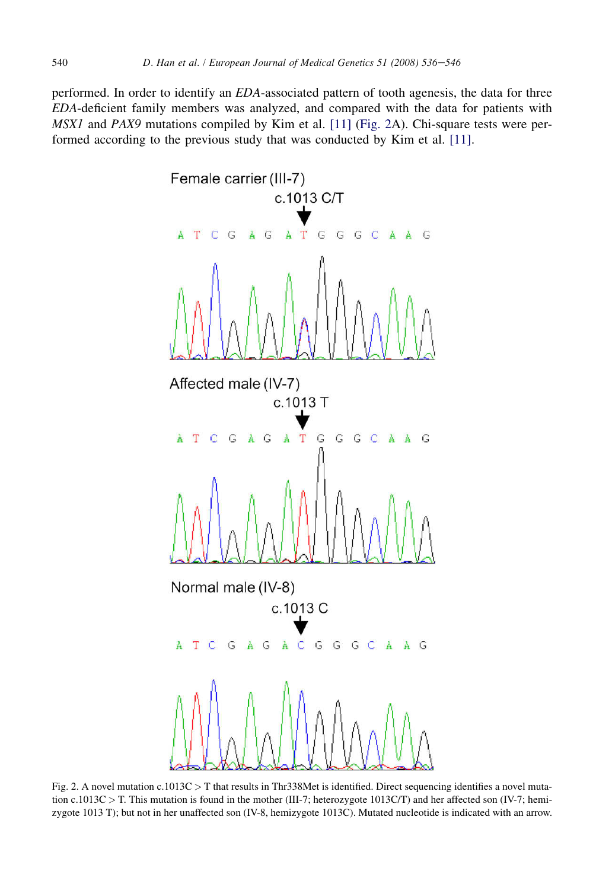performed. In order to identify an *EDA*-associated pattern of tooth agenesis, the data for three *EDA*-deficient family members was analyzed, and compared with the data for patients with *MSX1* and *PAX9* mutations compiled by Kim et al. [11] (Fig. 2A). Chi-square tests were performed according to the previous study that was conducted by Kim et al. [11].

Fig. 2. A novel mutation c.1013C > T that results in Thr338Met is identified. Direct sequencing identifies a novel mutation c.1013C > T. This mutation is found in the mother (III-7; heterozygote 1013C/T) and her affected son (IV-7; hemizygote 1013 T); but not in her unaffected son (IV-8, hemizygote 1013C). Mutated nucleotide is indicated with an arrow.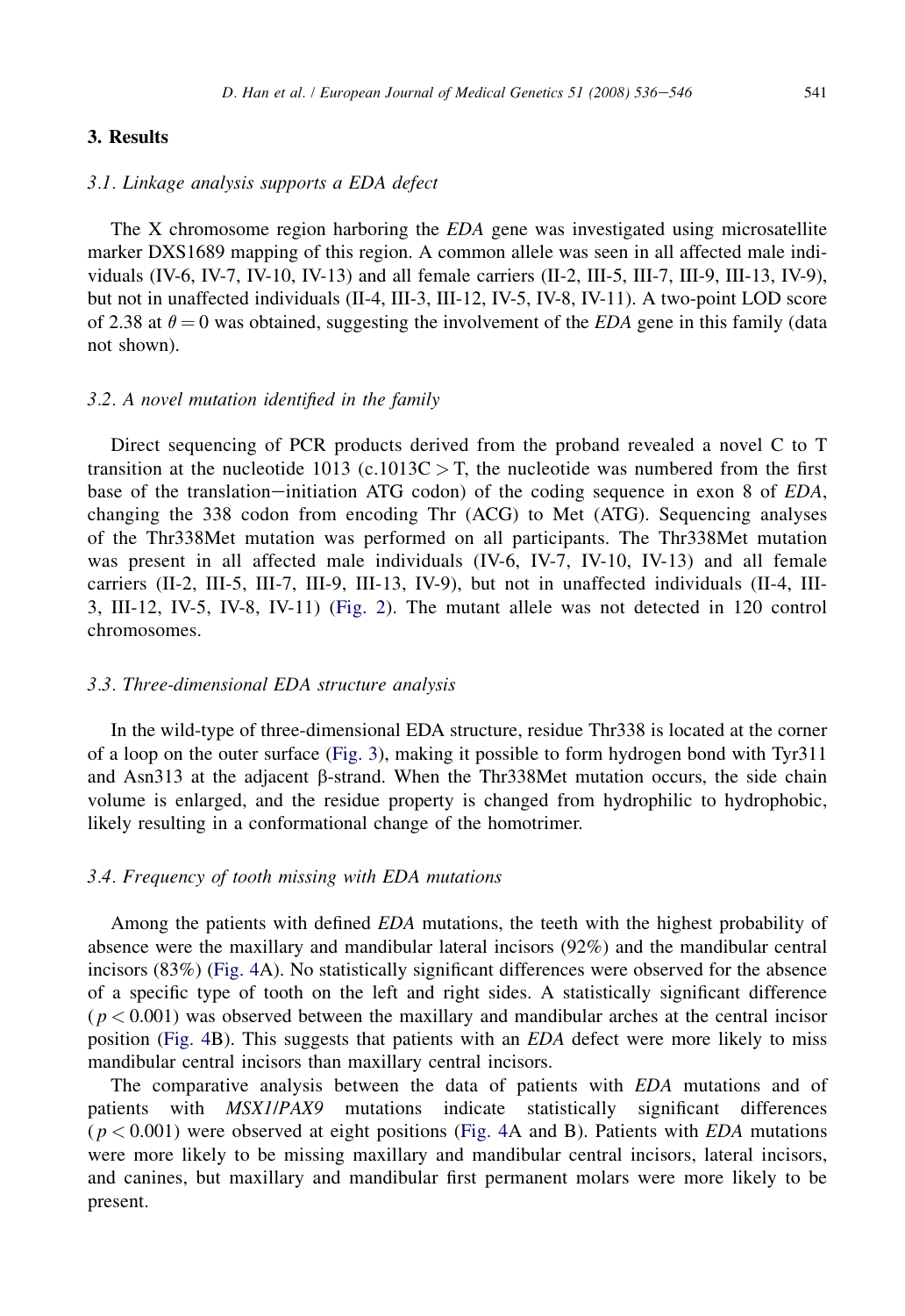## 3. Results

### 3.1. Linkage analysis supports a EDA defect

The X chromosome region harboring the *EDA* gene was investigated using microsatellite marker DXS1689 mapping of this region. A common allele was seen in all affected male individuals (IV-6, IV-7, IV-10, IV-13) and all female carriers (II-2, III-5, III-7, III-9, III-13, IV-9), but not in unaffected individuals (II-4, III-3, III-12, IV-5, IV-8, IV-11). A two-point LOD score of 2.38 at $\theta = 0$ was obtained, suggesting the involvement of the *EDA* gene in this family (data not shown).

### 3.2. A novel mutation identified in the family

Direct sequencing of PCR products derived from the proband revealed a novel C to T transition at the nucleotide 1013 (c.1013C > T, the nucleotide was numbered from the first base of the translation–initiation ATG codon) of the coding sequence in exon 8 of *EDA*, changing the 338 codon from encoding Thr (ACG) to Met (ATG). Sequencing analyses of the Thr338Met mutation was performed on all participants. The Thr338Met mutation was present in all affected male individuals (IV-6, IV-7, IV-10, IV-13) and all female carriers (II-2, III-5, III-7, III-9, III-13, IV-9), but not in unaffected individuals (II-4, III-3, III-12, IV-5, IV-8, IV-11) (Fig. 2). The mutant allele was not detected in 120 control chromosomes.

### 3.3. Three-dimensional EDA structure analysis

In the wild-type of three-dimensional EDA structure, residue Thr338 is located at the corner of a loop on the outer surface (Fig. 3), making it possible to form hydrogen bond with Tyr311 and Asn313 at the adjacent β-strand. When the Thr338Met mutation occurs, the side chain volume is enlarged, and the residue property is changed from hydrophilic to hydrophobic, likely resulting in a conformational change of the homotrimer.

### 3.4. Frequency of tooth missing with EDA mutations

Among the patients with defined *EDA* mutations, the teeth with the highest probability of absence were the maxillary and mandibular lateral incisors (92%) and the mandibular central incisors (83%) (Fig. 4A). No statistically significant differences were observed for the absence of a specific type of tooth on the left and right sides. A statistically significant difference ($p < 0.001$) was observed between the maxillary and mandibular arches at the central incisor position (Fig. 4B). This suggests that patients with an *EDA* defect were more likely to miss mandibular central incisors than maxillary central incisors.

The comparative analysis between the data of patients with *EDA* mutations and of patients with *MSX1*/*PAX9* mutations indicate statistically significant differences ($p < 0.001$) were observed at eight positions (Fig. 4A and B). Patients with *EDA* mutations were more likely to be missing maxillary and mandibular central incisors, lateral incisors, and canines, but maxillary and mandibular first permanent molars were more likely to be present.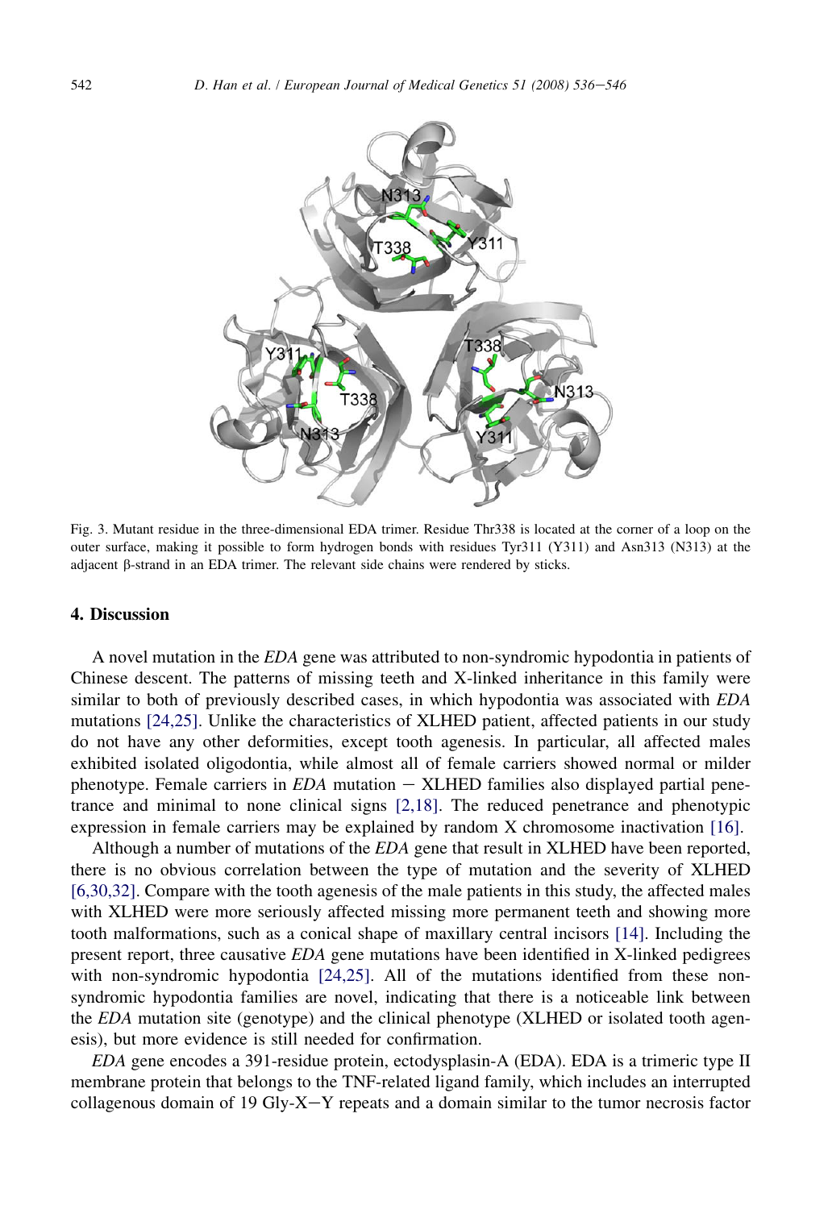Fig. 3. Mutant residue in the three-dimensional EDA trimer. Residue Thr338 is located at the corner of a loop on the outer surface, making it possible to form hydrogen bonds with residues Tyr311 (Y311) and Asn313 (N313) at the adjacent β-strand in an EDA trimer. The relevant side chains were rendered by sticks.

## 4. Discussion

A novel mutation in the *EDA* gene was attributed to non-syndromic hypodontia in patients of Chinese descent. The patterns of missing teeth and X-linked inheritance in this family were similar to both of previously described cases, in which hypodontia was associated with *EDA* mutations [24,25]. Unlike the characteristics of XLHED patient, affected patients in our study do not have any other deformities, except tooth agenesis. In particular, all affected males exhibited isolated oligodontia, while almost all of female carriers showed normal or milder phenotype. Female carriers in *EDA* mutation − XLHED families also displayed partial penetrance and minimal to none clinical signs [2,18]. The reduced penetrance and phenotypic expression in female carriers may be explained by random X chromosome inactivation [16].

Although a number of mutations of the *EDA* gene that result in XLHED have been reported, there is no obvious correlation between the type of mutation and the severity of XLHED [6,30,32]. Compare with the tooth agenesis of the male patients in this study, the affected males with XLHED were more seriously affected missing more permanent teeth and showing more tooth malformations, such as a conical shape of maxillary central incisors [14]. Including the present report, three causative *EDA* gene mutations have been identified in X-linked pedigrees with non-syndromic hypodontia [24,25]. All of the mutations identified from these non-syndromic hypodontia families are novel, indicating that there is a noticeable link between the *EDA* mutation site (genotype) and the clinical phenotype (XLHED or isolated tooth agenesis), but more evidence is still needed for confirmation.

*EDA* gene encodes a 391-residue protein, ectodysplasin-A (EDA). EDA is a trimeric type II membrane protein that belongs to the TNF-related ligand family, which includes an interrupted collagenous domain of 19 Gly-X−Y repeats and a domain similar to the tumor necrosis factor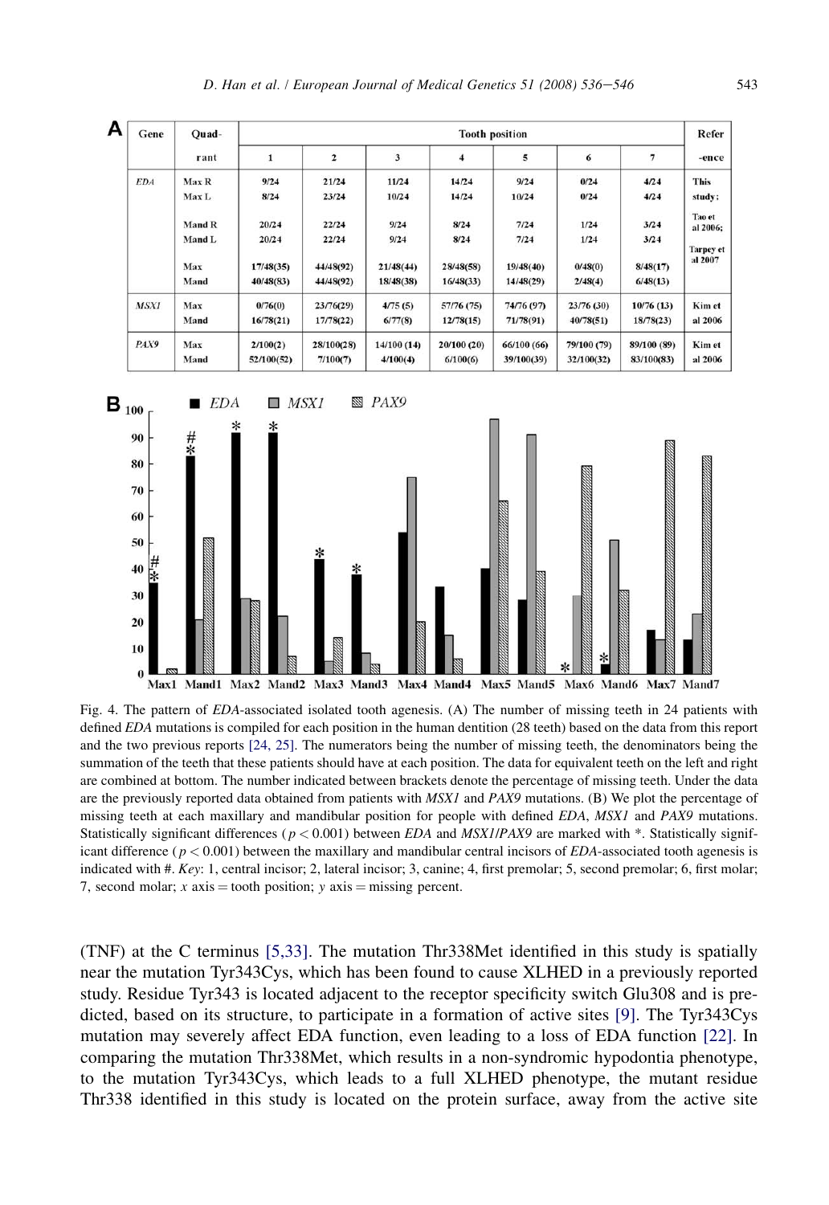| Gene | Quad-rant | Tooth position | | | | | | | Reference |
|---|---|---|---|---|---|---|---|---|---|
| | | 1 | 2 | 3 | 4 | 5 | 6 | 7 | |
| *EDA* | Max R | 9/24 | 21/24 | 11/24 | 14/24 | 9/24 | 0/24 | 4/24 | This study; |
| | Max L | 8/24 | 23/24 | 10/24 | 14/24 | 10/24 | 0/24 | 4/24 | |
| | Mand R | 20/24 | 22/24 | 9/24 | 8/24 | 7/24 | 1/24 | 3/24 | Tao et al 2006; |
| | Mand L | 20/24 | 22/24 | 9/24 | 8/24 | 7/24 | 1/24 | 3/24 | |
| | Max | 17/48(35) | 44/48(92) | 21/48(44) | 28/48(58) | 19/48(40) | 0/48(0) | 8/48(17) | Tarpey et al 2007 |
| | Mand | 40/48(83) | 44/48(92) | 18/48(38) | 16/48(33) | 14/48(29) | 2/48(4) | 6/48(13) | |
| *MSX1* | Max | 0/76(0) | 23/76(29) | 4/75 (5) | 57/76 (75) | 74/76 (97) | 23/76 (30) | 10/76 (13) | Kim et al 2006 |
| | Mand | 16/78(21) | 17/78(22) | 6/77(8) | 12/78(15) | 71/78(91) | 40/78(51) | 18/78(23) | |
| *PAX9* | Max | 2/100(2) | 28/100(28) | 14/100 (14) | 20/100 (20) | 66/100 (66) | 79/100 (79) | 89/100 (89) | Kim et al 2006 |
| | Mand | 52/100(52) | 7/100(7) | 4/100(4) | 6/100(6) | 39/100(39) | 32/100(32) | 83/100(83) | |

Fig. 4. The pattern of *EDA*-associated isolated tooth agenesis. (A) The number of missing teeth in 24 patients with defined *EDA* mutations is compiled for each position in the human dentition (28 teeth) based on the data from this report and the two previous reports [24, 25]. The numerators being the number of missing teeth, the denominators being the summation of the teeth that these patients should have at each position. The data for equivalent teeth on the left and right are combined at bottom. The number indicated between brackets denote the percentage of missing teeth. Under the data are the previously reported data obtained from patients with *MSX1* and *PAX9* mutations. (B) We plot the percentage of missing teeth at each maxillary and mandibular position for people with defined *EDA*, *MSX1* and *PAX9* mutations. Statistically significant differences ($p < 0.001$) between *EDA* and *MSX1*/*PAX9* are marked with *. Statistically significant difference ($p < 0.001$) between the maxillary and mandibular central incisors of *EDA*-associated tooth agenesis is indicated with #. *Key*: 1, central incisor; 2, lateral incisor; 3, canine; 4, first premolar; 5, second premolar; 6, first molar; 7, second molar; *x* axis = tooth position; *y* axis = missing percent.

(TNF) at the C terminus [5,33]. The mutation Thr338Met identified in this study is spatially near the mutation Tyr343Cys, which has been found to cause XLHED in a previously reported study. Residue Tyr343 is located adjacent to the receptor specificity switch Glu308 and is predicted, based on its structure, to participate in a formation of active sites [9]. The Tyr343Cys mutation may severely affect EDA function, even leading to a loss of EDA function [22]. In comparing the mutation Thr338Met, which results in a non-syndromic hypodontia phenotype, to the mutation Tyr343Cys, which leads to a full XLHED phenotype, the mutant residue Thr338 identified in this study is located on the protein surface, away from the active site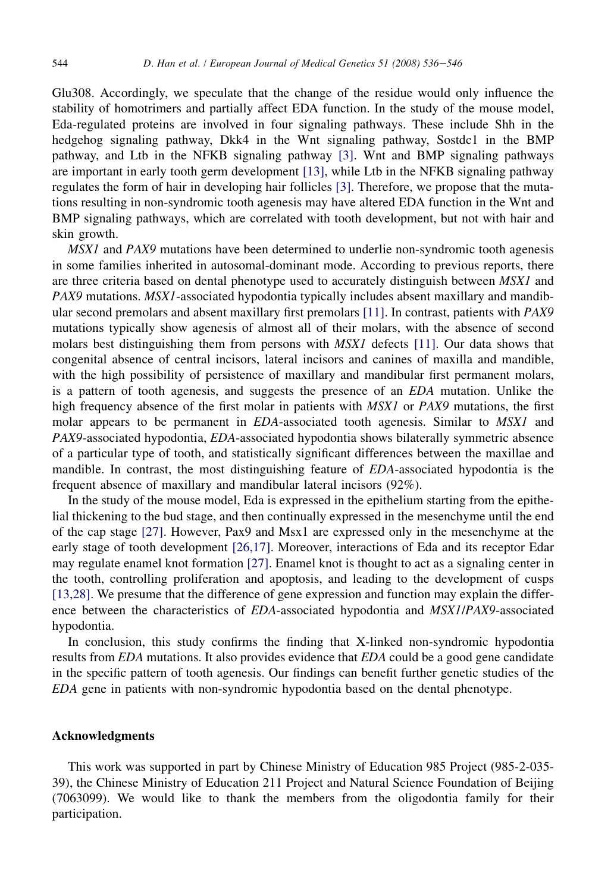Glu308. Accordingly, we speculate that the change of the residue would only influence the stability of homotrimers and partially affect EDA function. In the study of the mouse model, Eda-regulated proteins are involved in four signaling pathways. These include Shh in the hedgehog signaling pathway, Dkk4 in the Wnt signaling pathway, Sostdc1 in the BMP pathway, and Ltb in the NFKB signaling pathway [3]. Wnt and BMP signaling pathways are important in early tooth germ development [13], while Ltb in the NFKB signaling pathway regulates the form of hair in developing hair follicles [3]. Therefore, we propose that the mutations resulting in non-syndromic tooth agenesis may have altered EDA function in the Wnt and BMP signaling pathways, which are correlated with tooth development, but not with hair and skin growth.

*MSX1* and *PAX9* mutations have been determined to underlie non-syndromic tooth agenesis in some families inherited in autosomal-dominant mode. According to previous reports, there are three criteria based on dental phenotype used to accurately distinguish between *MSX1* and *PAX9* mutations. *MSX1*-associated hypodontia typically includes absent maxillary and mandibular second premolars and absent maxillary first premolars [11]. In contrast, patients with *PAX9* mutations typically show agenesis of almost all of their molars, with the absence of second molars best distinguishing them from persons with *MSX1* defects [11]. Our data shows that congenital absence of central incisors, lateral incisors and canines of maxilla and mandible, with the high possibility of persistence of maxillary and mandibular first permanent molars, is a pattern of tooth agenesis, and suggests the presence of an *EDA* mutation. Unlike the high frequency absence of the first molar in patients with *MSX1* or *PAX9* mutations, the first molar appears to be permanent in *EDA*-associated tooth agenesis. Similar to *MSX1* and *PAX9*-associated hypodontia, *EDA*-associated hypodontia shows bilaterally symmetric absence of a particular type of tooth, and statistically significant differences between the maxillae and mandible. In contrast, the most distinguishing feature of *EDA*-associated hypodontia is the frequent absence of maxillary and mandibular lateral incisors (92%).

In the study of the mouse model, Eda is expressed in the epithelium starting from the epithelial thickening to the bud stage, and then continually expressed in the mesenchyme until the end of the cap stage [27]. However, Pax9 and Msx1 are expressed only in the mesenchyme at the early stage of tooth development [26,17]. Moreover, interactions of Eda and its receptor Edar may regulate enamel knot formation [27]. Enamel knot is thought to act as a signaling center in the tooth, controlling proliferation and apoptosis, and leading to the development of cusps [13,28]. We presume that the difference of gene expression and function may explain the difference between the characteristics of *EDA*-associated hypodontia and *MSX1*/*PAX9*-associated hypodontia.

In conclusion, this study confirms the finding that X-linked non-syndromic hypodontia results from *EDA* mutations. It also provides evidence that *EDA* could be a good gene candidate in the specific pattern of tooth agenesis. Our findings can benefit further genetic studies of the *EDA* gene in patients with non-syndromic hypodontia based on the dental phenotype.

## Acknowledgments

This work was supported in part by Chinese Ministry of Education 985 Project (985-2-035-39), the Chinese Ministry of Education 211 Project and Natural Science Foundation of Beijing (7063099). We would like to thank the members from the oligodontia family for their participation.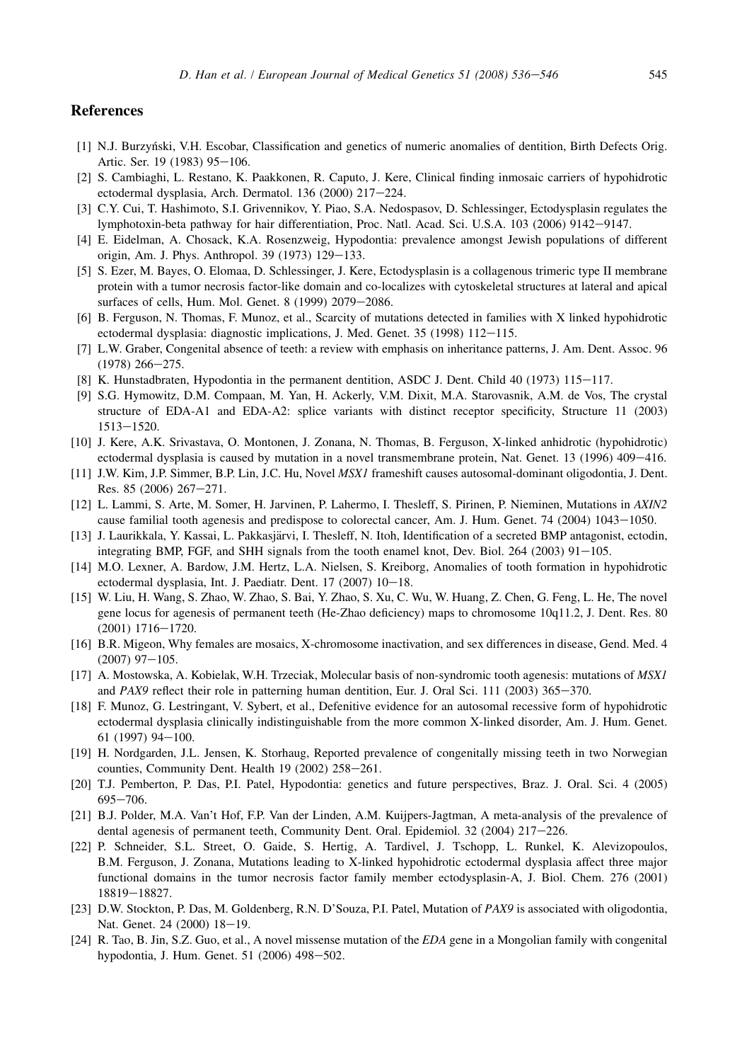## References

[1] N.J. Burzyński, V.H. Escobar, Classification and genetics of numeric anomalies of dentition, Birth Defects Orig. Artic. Ser. 19 (1983) 95–106.

[2] S. Cambiaghi, L. Restano, K. Paakkonen, R. Caputo, J. Kere, Clinical finding inmosaic carriers of hypohidrotic ectodermal dysplasia, Arch. Dermatol. 136 (2000) 217–224.

[3] C.Y. Cui, T. Hashimoto, S.I. Grivennikov, Y. Piao, S.A. Nedospasov, D. Schlessinger, Ectodysplasin regulates the lymphotoxin-beta pathway for hair differentiation, Proc. Natl. Acad. Sci. U.S.A. 103 (2006) 9142–9147.

[4] E. Eidelman, A. Chosack, K.A. Rosenzweig, Hypodontia: prevalence amongst Jewish populations of different origin, Am. J. Phys. Anthropol. 39 (1973) 129–133.

[5] S. Ezer, M. Bayes, O. Elomaa, D. Schlessinger, J. Kere, Ectodysplasin is a collagenous trimeric type II membrane protein with a tumor necrosis factor-like domain and co-localizes with cytoskeletal structures at lateral and apical surfaces of cells, Hum. Mol. Genet. 8 (1999) 2079–2086.

[6] B. Ferguson, N. Thomas, F. Munoz, et al., Scarcity of mutations detected in families with X linked hypohidrotic ectodermal dysplasia: diagnostic implications, J. Med. Genet. 35 (1998) 112–115.

[7] L.W. Graber, Congenital absence of teeth: a review with emphasis on inheritance patterns, J. Am. Dent. Assoc. 96 (1978) 266–275.

[8] K. Hunstadbraten, Hypodontia in the permanent dentition, ASDC J. Dent. Child 40 (1973) 115–117.

[9] S.G. Hymowitz, D.M. Compaan, M. Yan, H. Ackerly, V.M. Dixit, M.A. Starovasnik, A.M. de Vos, The crystal structure of EDA-A1 and EDA-A2: splice variants with distinct receptor specificity, Structure 11 (2003) 1513–1520.

[10] J. Kere, A.K. Srivastava, O. Montonen, J. Zonana, N. Thomas, B. Ferguson, X-linked anhidrotic (hypohidrotic) ectodermal dysplasia is caused by mutation in a novel transmembrane protein, Nat. Genet. 13 (1996) 409–416.

[11] J.W. Kim, J.P. Simmer, B.P. Lin, J.C. Hu, Novel *MSX1* frameshift causes autosomal-dominant oligodontia, J. Dent. Res. 85 (2006) 267–271.

[12] L. Lammi, S. Arte, M. Somer, H. Jarvinen, P. Lahermo, I. Thesleff, S. Pirinen, P. Nieminen, Mutations in *AXIN2* cause familial tooth agenesis and predispose to colorectal cancer, Am. J. Hum. Genet. 74 (2004) 1043–1050.

[13] J. Laurikkala, Y. Kassai, L. Pakkasjärvi, I. Thesleff, N. Itoh, Identification of a secreted BMP antagonist, ectodin, integrating BMP, FGF, and SHH signals from the tooth enamel knot, Dev. Biol. 264 (2003) 91–105.

[14] M.O. Lexner, A. Bardow, J.M. Hertz, L.A. Nielsen, S. Kreiborg, Anomalies of tooth formation in hypohidrotic ectodermal dysplasia, Int. J. Paediatr. Dent. 17 (2007) 10–18.

[15] W. Liu, H. Wang, S. Zhao, W. Zhao, S. Bai, Y. Zhao, S. Xu, C. Wu, W. Huang, Z. Chen, G. Feng, L. He, The novel gene locus for agenesis of permanent teeth (He-Zhao deficiency) maps to chromosome 10q11.2, J. Dent. Res. 80 (2001) 1716–1720.

[16] B.R. Migeon, Why females are mosaics, X-chromosome inactivation, and sex differences in disease, Gend. Med. 4 (2007) 97–105.

[17] A. Mostowska, A. Kobielak, W.H. Trzeciak, Molecular basis of non-syndromic tooth agenesis: mutations of *MSX1* and *PAX9* reflect their role in patterning human dentition, Eur. J. Oral Sci. 111 (2003) 365–370.

[18] F. Munoz, G. Lestringant, V. Sybert, et al., Defenitive evidence for an autosomal recessive form of hypohidrotic ectodermal dysplasia clinically indistinguishable from the more common X-linked disorder, Am. J. Hum. Genet. 61 (1997) 94–100.

[19] H. Nordgarden, J.L. Jensen, K. Storhaug, Reported prevalence of congenitally missing teeth in two Norwegian counties, Community Dent. Health 19 (2002) 258–261.

[20] T.J. Pemberton, P. Das, P.I. Patel, Hypodontia: genetics and future perspectives, Braz. J. Oral. Sci. 4 (2005) 695–706.

[21] B.J. Polder, M.A. Van't Hof, F.P. Van der Linden, A.M. Kuijpers-Jagtman, A meta-analysis of the prevalence of dental agenesis of permanent teeth, Community Dent. Oral. Epidemiol. 32 (2004) 217–226.

[22] P. Schneider, S.L. Street, O. Gaide, S. Hertig, A. Tardivel, J. Tschopp, L. Runkel, K. Alevizopoulos, B.M. Ferguson, J. Zonana, Mutations leading to X-linked hypohidrotic ectodermal dysplasia affect three major functional domains in the tumor necrosis factor family member ectodysplasin-A, J. Biol. Chem. 276 (2001) 18819–18827.

[23] D.W. Stockton, P. Das, M. Goldenberg, R.N. D'Souza, P.I. Patel, Mutation of *PAX9* is associated with oligodontia, Nat. Genet. 24 (2000) 18–19.

[24] R. Tao, B. Jin, S.Z. Guo, et al., A novel missense mutation of the *EDA* gene in a Mongolian family with congenital hypodontia, J. Hum. Genet. 51 (2006) 498–502.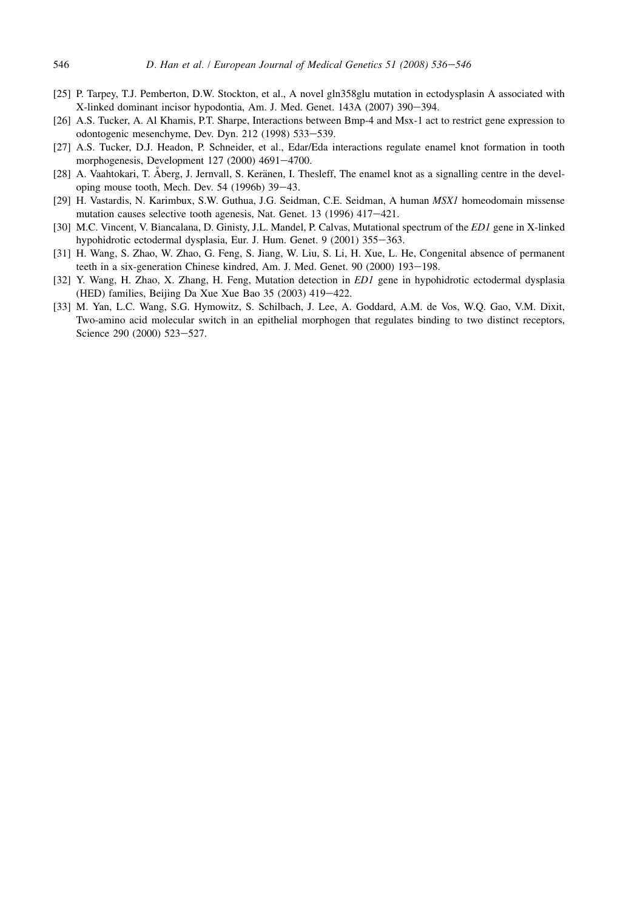[25] P. Tarpey, T.J. Pemberton, D.W. Stockton, et al., A novel gln358glu mutation in ectodysplasin A associated with X-linked dominant incisor hypodontia, Am. J. Med. Genet. 143A (2007) 390–394.

[26] A.S. Tucker, A. Al Khamis, P.T. Sharpe, Interactions between Bmp-4 and Msx-1 act to restrict gene expression to odontogenic mesenchyme, Dev. Dyn. 212 (1998) 533–539.

[27] A.S. Tucker, D.J. Headon, P. Schneider, et al., Edar/Eda interactions regulate enamel knot formation in tooth morphogenesis, Development 127 (2000) 4691–4700.

[28] A. Vaahtokari, T. Åberg, J. Jernvall, S. Keränen, I. Thesleff, The enamel knot as a signalling centre in the developing mouse tooth, Mech. Dev. 54 (1996b) 39–43.

[29] H. Vastardis, N. Karimbux, S.W. Guthua, J.G. Seidman, C.E. Seidman, A human *MSX1* homeodomain missense mutation causes selective tooth agenesis, Nat. Genet. 13 (1996) 417–421.

[30] M.C. Vincent, V. Biancalana, D. Ginisty, J.L. Mandel, P. Calvas, Mutational spectrum of the *ED1* gene in X-linked hypohidrotic ectodermal dysplasia, Eur. J. Hum. Genet. 9 (2001) 355–363.

[31] H. Wang, S. Zhao, W. Zhao, G. Feng, S. Jiang, W. Liu, S. Li, H. Xue, L. He, Congenital absence of permanent teeth in a six-generation Chinese kindred, Am. J. Med. Genet. 90 (2000) 193–198.

[32] Y. Wang, H. Zhao, X. Zhang, H. Feng, Mutation detection in *ED1* gene in hypohidrotic ectodermal dysplasia (HED) families, Beijing Da Xue Xue Bao 35 (2003) 419–422.

[33] M. Yan, L.C. Wang, S.G. Hymowitz, S. Schilbach, J. Lee, A. Goddard, A.M. de Vos, W.Q. Gao, V.M. Dixit, Two-amino acid molecular switch in an epithelial morphogen that regulates binding to two distinct receptors, Science 290 (2000) 523–527.